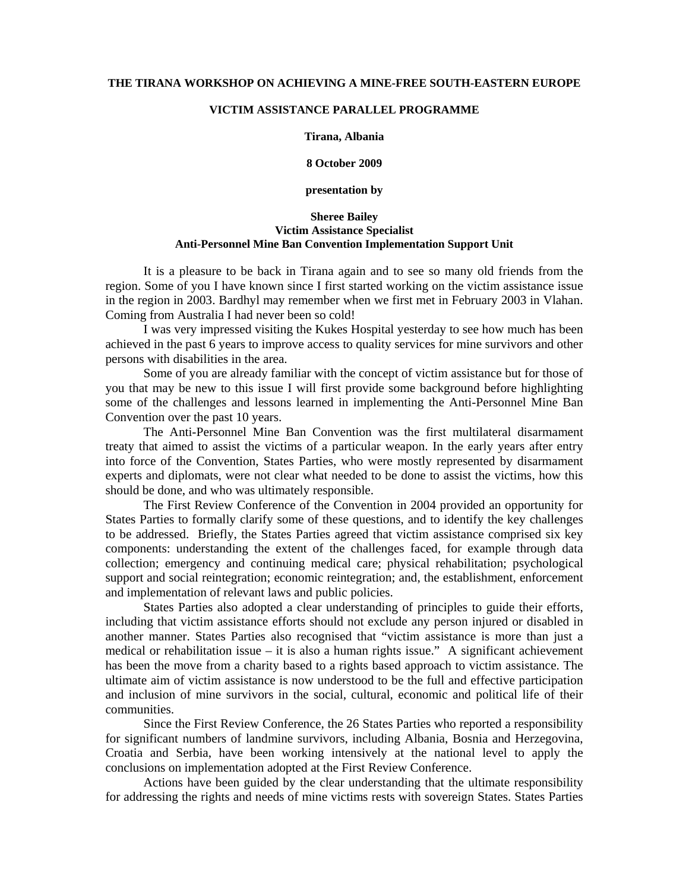**THE TIRANA WORKSHOP ON ACHIEVING A MINE-FREE SOUTH-EASTERN EUROPE**

**VICTIM ASSISTANCE PARALLEL PROGRAMME**

**Tirana, Albania**

**8 October 2009**

**presentation by**

**Sheree Bailey**
**Victim Assistance Specialist**
**Anti-Personnel Mine Ban Convention Implementation Support Unit**

It is a pleasure to be back in Tirana again and to see so many old friends from the region. Some of you I have known since I first started working on the victim assistance issue in the region in 2003. Bardhyl may remember when we first met in February 2003 in Vlahan. Coming from Australia I had never been so cold!

I was very impressed visiting the Kukes Hospital yesterday to see how much has been achieved in the past 6 years to improve access to quality services for mine survivors and other persons with disabilities in the area.

Some of you are already familiar with the concept of victim assistance but for those of you that may be new to this issue I will first provide some background before highlighting some of the challenges and lessons learned in implementing the Anti-Personnel Mine Ban Convention over the past 10 years.

The Anti-Personnel Mine Ban Convention was the first multilateral disarmament treaty that aimed to assist the victims of a particular weapon. In the early years after entry into force of the Convention, States Parties, who were mostly represented by disarmament experts and diplomats, were not clear what needed to be done to assist the victims, how this should be done, and who was ultimately responsible.

The First Review Conference of the Convention in 2004 provided an opportunity for States Parties to formally clarify some of these questions, and to identify the key challenges to be addressed. Briefly, the States Parties agreed that victim assistance comprised six key components: understanding the extent of the challenges faced, for example through data collection; emergency and continuing medical care; physical rehabilitation; psychological support and social reintegration; economic reintegration; and, the establishment, enforcement and implementation of relevant laws and public policies.

States Parties also adopted a clear understanding of principles to guide their efforts, including that victim assistance efforts should not exclude any person injured or disabled in another manner. States Parties also recognised that "victim assistance is more than just a medical or rehabilitation issue – it is also a human rights issue." A significant achievement has been the move from a charity based to a rights based approach to victim assistance. The ultimate aim of victim assistance is now understood to be the full and effective participation and inclusion of mine survivors in the social, cultural, economic and political life of their communities.

Since the First Review Conference, the 26 States Parties who reported a responsibility for significant numbers of landmine survivors, including Albania, Bosnia and Herzegovina, Croatia and Serbia, have been working intensively at the national level to apply the conclusions on implementation adopted at the First Review Conference.

Actions have been guided by the clear understanding that the ultimate responsibility for addressing the rights and needs of mine victims rests with sovereign States. States Parties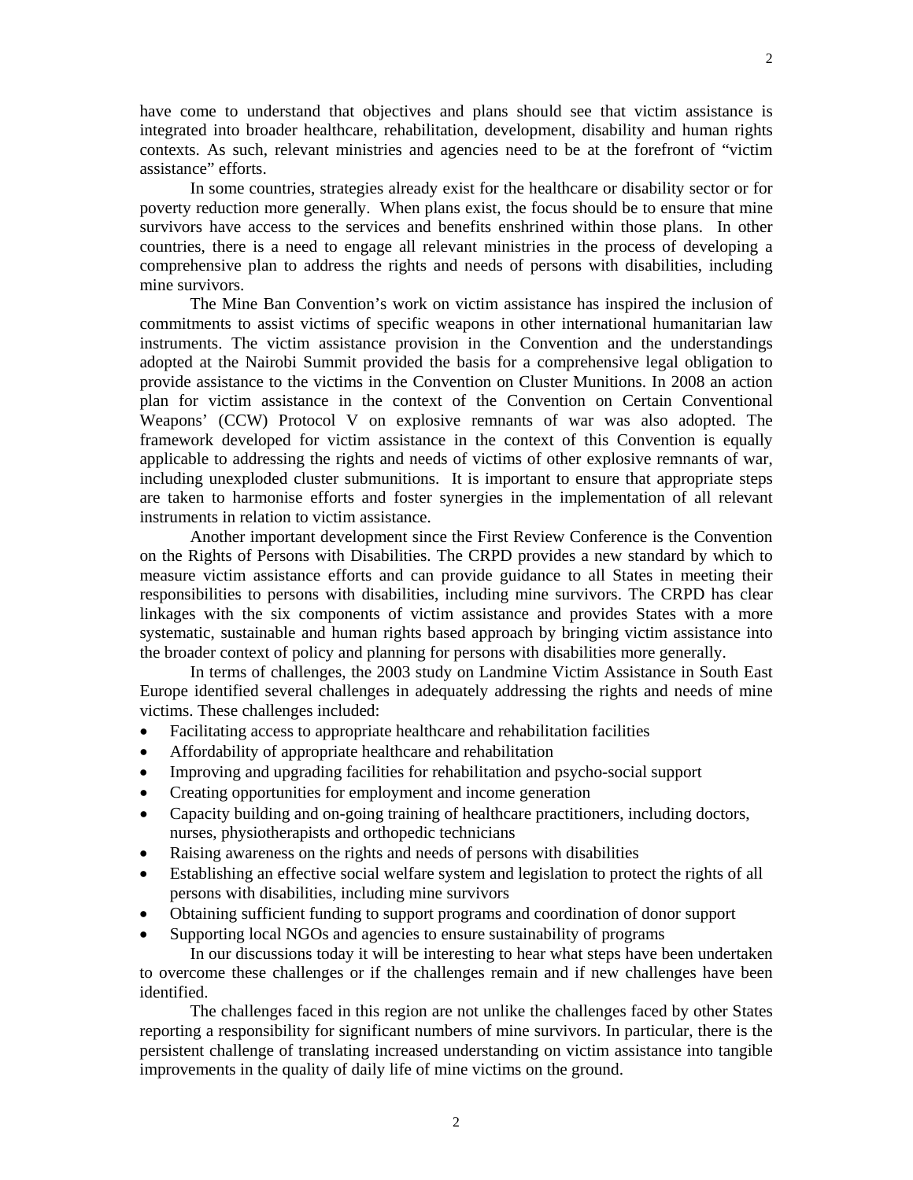have come to understand that objectives and plans should see that victim assistance is integrated into broader healthcare, rehabilitation, development, disability and human rights contexts. As such, relevant ministries and agencies need to be at the forefront of "victim assistance" efforts.

In some countries, strategies already exist for the healthcare or disability sector or for poverty reduction more generally. When plans exist, the focus should be to ensure that mine survivors have access to the services and benefits enshrined within those plans. In other countries, there is a need to engage all relevant ministries in the process of developing a comprehensive plan to address the rights and needs of persons with disabilities, including mine survivors.

The Mine Ban Convention's work on victim assistance has inspired the inclusion of commitments to assist victims of specific weapons in other international humanitarian law instruments. The victim assistance provision in the Convention and the understandings adopted at the Nairobi Summit provided the basis for a comprehensive legal obligation to provide assistance to the victims in the Convention on Cluster Munitions. In 2008 an action plan for victim assistance in the context of the Convention on Certain Conventional Weapons' (CCW) Protocol V on explosive remnants of war was also adopted. The framework developed for victim assistance in the context of this Convention is equally applicable to addressing the rights and needs of victims of other explosive remnants of war, including unexploded cluster submunitions. It is important to ensure that appropriate steps are taken to harmonise efforts and foster synergies in the implementation of all relevant instruments in relation to victim assistance.

Another important development since the First Review Conference is the Convention on the Rights of Persons with Disabilities. The CRPD provides a new standard by which to measure victim assistance efforts and can provide guidance to all States in meeting their responsibilities to persons with disabilities, including mine survivors. The CRPD has clear linkages with the six components of victim assistance and provides States with a more systematic, sustainable and human rights based approach by bringing victim assistance into the broader context of policy and planning for persons with disabilities more generally.

In terms of challenges, the 2003 study on Landmine Victim Assistance in South East Europe identified several challenges in adequately addressing the rights and needs of mine victims. These challenges included:

- Facilitating access to appropriate healthcare and rehabilitation facilities
- Affordability of appropriate healthcare and rehabilitation
- Improving and upgrading facilities for rehabilitation and psycho-social support
- Creating opportunities for employment and income generation
- Capacity building and on-going training of healthcare practitioners, including doctors, nurses, physiotherapists and orthopedic technicians
- Raising awareness on the rights and needs of persons with disabilities
- Establishing an effective social welfare system and legislation to protect the rights of all persons with disabilities, including mine survivors
- Obtaining sufficient funding to support programs and coordination of donor support
- Supporting local NGOs and agencies to ensure sustainability of programs

In our discussions today it will be interesting to hear what steps have been undertaken to overcome these challenges or if the challenges remain and if new challenges have been identified.

The challenges faced in this region are not unlike the challenges faced by other States reporting a responsibility for significant numbers of mine survivors. In particular, there is the persistent challenge of translating increased understanding on victim assistance into tangible improvements in the quality of daily life of mine victims on the ground.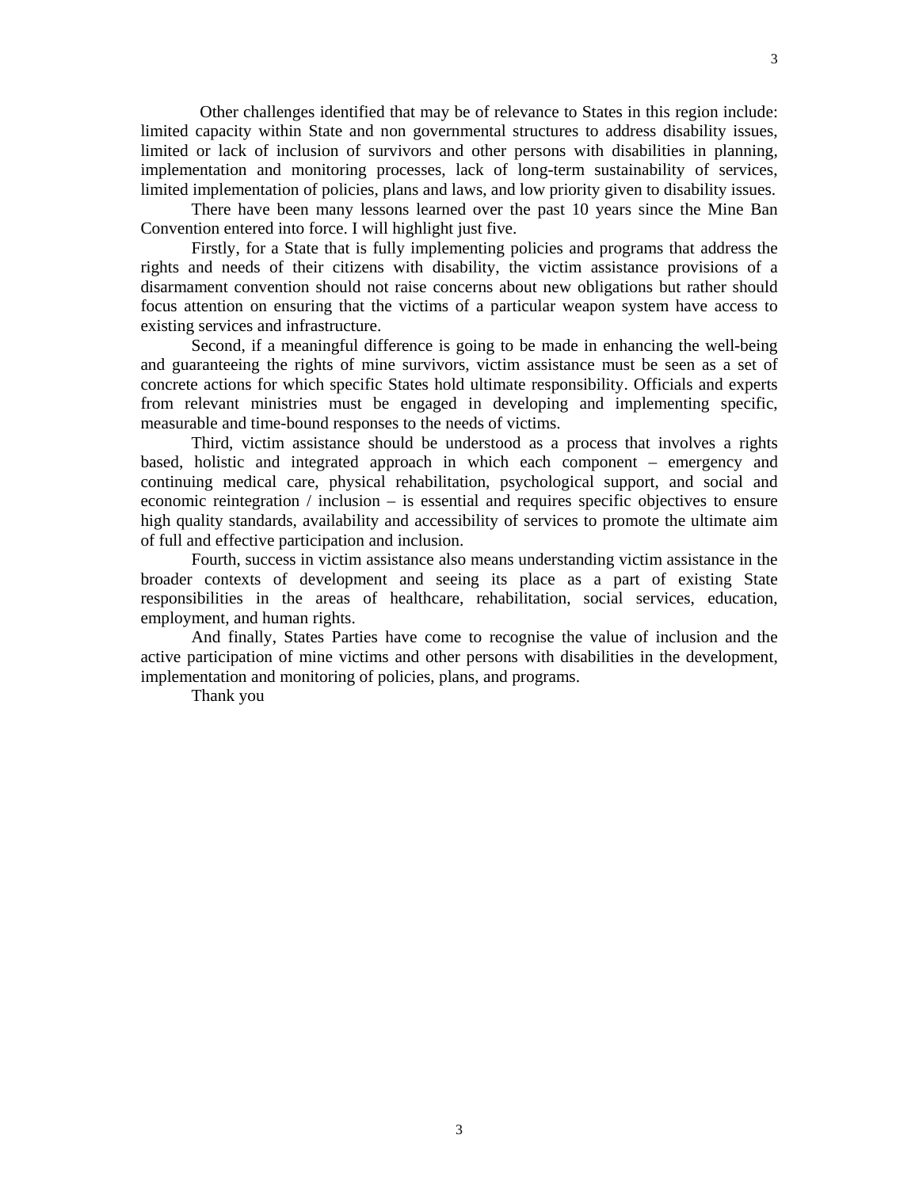Other challenges identified that may be of relevance to States in this region include: limited capacity within State and non governmental structures to address disability issues, limited or lack of inclusion of survivors and other persons with disabilities in planning, implementation and monitoring processes, lack of long-term sustainability of services, limited implementation of policies, plans and laws, and low priority given to disability issues.

There have been many lessons learned over the past 10 years since the Mine Ban Convention entered into force. I will highlight just five.

Firstly, for a State that is fully implementing policies and programs that address the rights and needs of their citizens with disability, the victim assistance provisions of a disarmament convention should not raise concerns about new obligations but rather should focus attention on ensuring that the victims of a particular weapon system have access to existing services and infrastructure.

Second, if a meaningful difference is going to be made in enhancing the well-being and guaranteeing the rights of mine survivors, victim assistance must be seen as a set of concrete actions for which specific States hold ultimate responsibility. Officials and experts from relevant ministries must be engaged in developing and implementing specific, measurable and time-bound responses to the needs of victims.

Third, victim assistance should be understood as a process that involves a rights based, holistic and integrated approach in which each component – emergency and continuing medical care, physical rehabilitation, psychological support, and social and economic reintegration / inclusion – is essential and requires specific objectives to ensure high quality standards, availability and accessibility of services to promote the ultimate aim of full and effective participation and inclusion.

Fourth, success in victim assistance also means understanding victim assistance in the broader contexts of development and seeing its place as a part of existing State responsibilities in the areas of healthcare, rehabilitation, social services, education, employment, and human rights.

And finally, States Parties have come to recognise the value of inclusion and the active participation of mine victims and other persons with disabilities in the development, implementation and monitoring of policies, plans, and programs.

Thank you